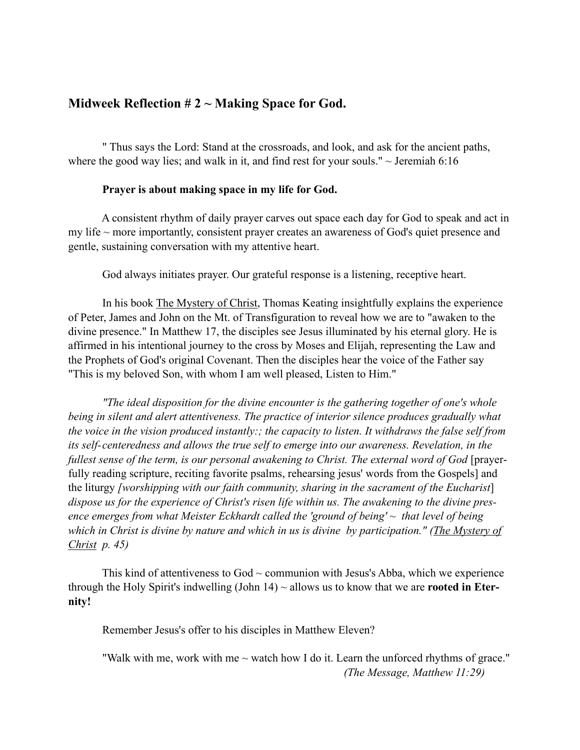## **Midweek Reflection # 2 ~ Making Space for God.**

" Thus says the Lord: Stand at the crossroads, and look, and ask for the ancient paths, where the good way lies; and walk in it, and find rest for your souls." ~ Jeremiah 6:16

**Prayer is about making space in my life for God.**

A consistent rhythm of daily prayer carves out space each day for God to speak and act in my life ~ more importantly, consistent prayer creates an awareness of God's quiet presence and gentle, sustaining conversation with my attentive heart.

God always initiates prayer. Our grateful response is a listening, receptive heart.

In his book <u>The Mystery of Christ</u>, Thomas Keating insightfully explains the experience of Peter, James and John on the Mt. of Transfiguration to reveal how we are to "awaken to the divine presence." In Matthew 17, the disciples see Jesus illuminated by his eternal glory. He is affirmed in his intentional journey to the cross by Moses and Elijah, representing the Law and the Prophets of God's original Covenant. Then the disciples hear the voice of the Father say "This is my beloved Son, with whom I am well pleased, Listen to Him."

*"The ideal disposition for the divine encounter is the gathering together of one's whole being in silent and alert attentiveness. The practice of interior silence produces gradually what the voice in the vision produced instantly:; the capacity to listen. It withdraws the false self from its self-centeredness and allows the true self to emerge into our awareness. Revelation, in the fullest sense of the term, is our personal awakening to Christ. The external word of God* [prayerfully reading scripture, reciting favorite psalms, rehearsing jesus' words from the Gospels] and the liturgy *[worshipping with our faith community, sharing in the sacrament of the Eucharist*] *dispose us for the experience of Christ's risen life within us. The awakening to the divine presence emerges from what Meister Eckhardt called the 'ground of being' ~ that level of being which in Christ is divine by nature and which in us is divine by participation." (<u>The Mystery of Christ</u> p. 45)*

This kind of attentiveness to God ~ communion with Jesus's Abba, which we experience through the Holy Spirit's indwelling (John 14) ~ allows us to know that we are **rooted in Eternity!**

Remember Jesus's offer to his disciples in Matthew Eleven?

"Walk with me, work with me ~ watch how I do it. Learn the unforced rhythms of grace."
*(The Message, Matthew 11:29)*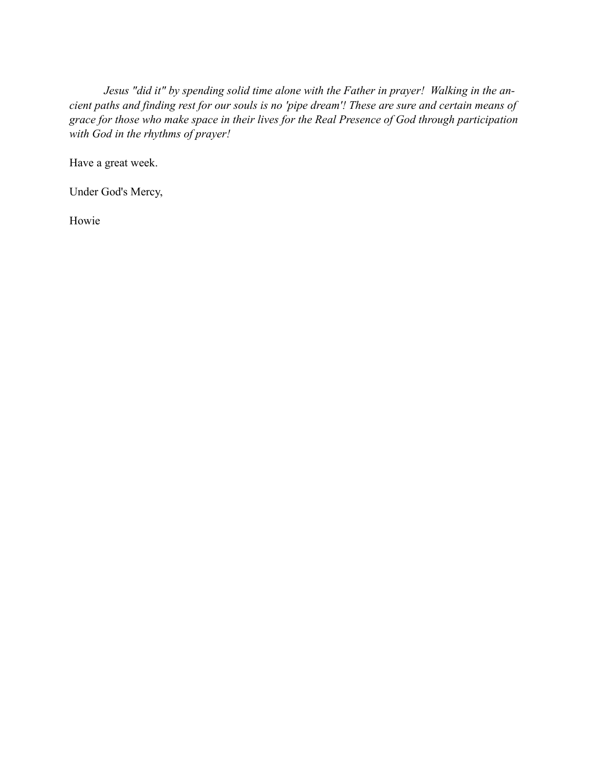*Jesus "did it" by spending solid time alone with the Father in prayer!  Walking in the ancient paths and finding rest for our souls is no 'pipe dream'! These are sure and certain means of grace for those who make space in their lives for the Real Presence of God through participation with God in the rhythms of prayer!*

Have a great week.

Under God's Mercy,

Howie